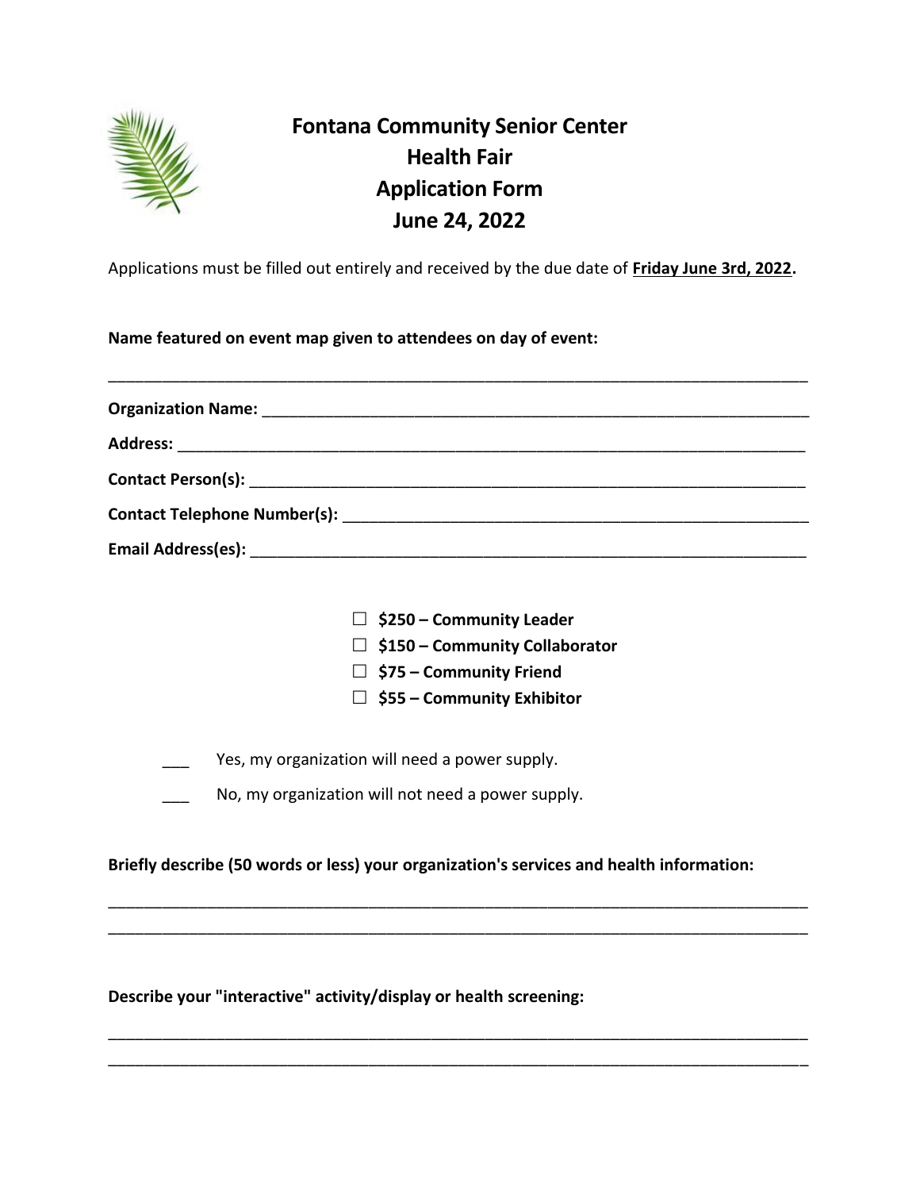# Fontana Community Senior Center
# Health Fair
# Application Form
# June 24, 2022

Applications must be filled out entirely and received by the due date of **Friday June 3rd, 2022.**

**Name featured on event map given to attendees on day of event:**

_______________________________________________________________________________

**Organization Name:** ___________________________________________________________

**Address:** _________________________________________________________________

**Contact Person(s):** ___________________________________________________________

**Contact Telephone Number(s):** ___________________________________________________

**Email Address(es):** ___________________________________________________________

- ☐ **$250 – Community Leader**
- ☐ **$150 – Community Collaborator**
- ☐ **$75 – Community Friend**
- ☐ **$55 – Community Exhibitor**

___ Yes, my organization will need a power supply.

___ No, my organization will not need a power supply.

**Briefly describe (50 words or less) your organization's services and health information:**

_______________________________________________________________________________

_______________________________________________________________________________

**Describe your "interactive" activity/display or health screening:**

_______________________________________________________________________________

_______________________________________________________________________________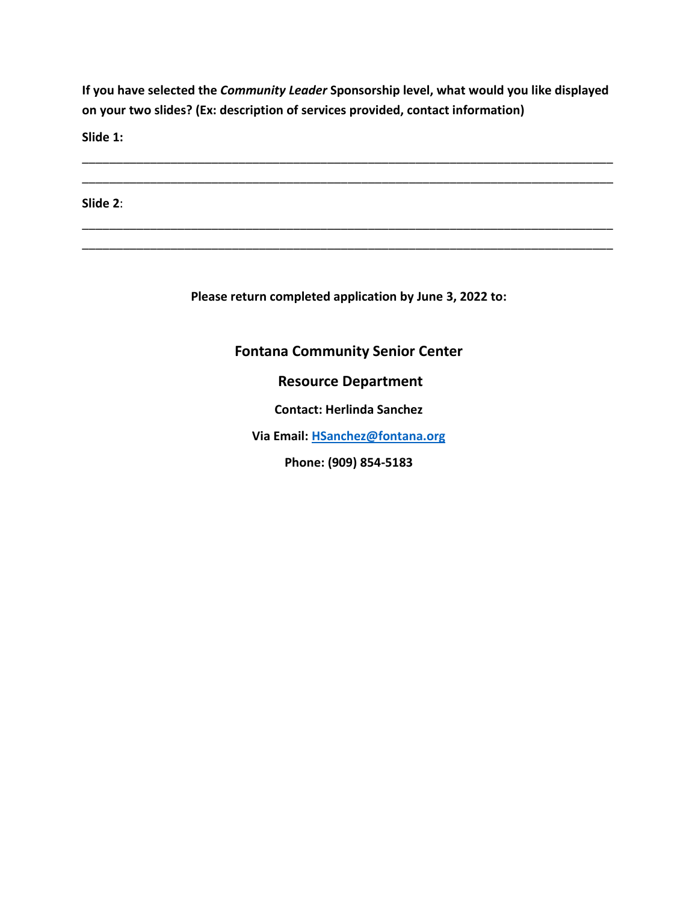**If you have selected the *Community Leader* Sponsorship level, what would you like displayed on your two slides? (Ex: description of services provided, contact information)**

**Slide 1:**

____________________________________________________________________________________

____________________________________________________________________________________

**Slide 2**:

____________________________________________________________________________________

____________________________________________________________________________________

**Please return completed application by June 3, 2022 to:**

**Fontana Community Senior Center**

**Resource Department**

**Contact: Herlinda Sanchez**

**Via Email: [HSanchez@fontana.org](mailto:HSanchez@fontana.org)**

**Phone: (909) 854-5183**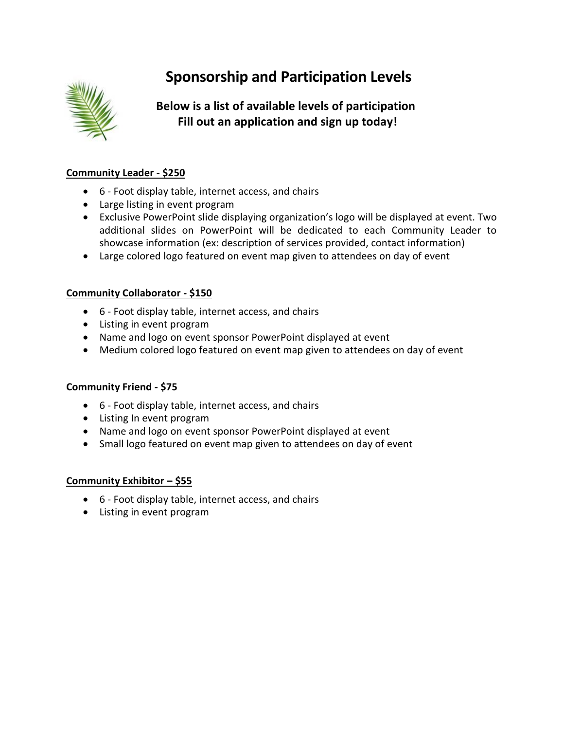# Sponsorship and Participation Levels

**Below is a list of available levels of participation**
**Fill out an application and sign up today!**

**Community Leader - $250**

- 6 - Foot display table, internet access, and chairs
- Large listing in event program
- Exclusive PowerPoint slide displaying organization's logo will be displayed at event. Two additional slides on PowerPoint will be dedicated to each Community Leader to showcase information (ex: description of services provided, contact information)
- Large colored logo featured on event map given to attendees on day of event

**Community Collaborator - $150**

- 6 - Foot display table, internet access, and chairs
- Listing in event program
- Name and logo on event sponsor PowerPoint displayed at event
- Medium colored logo featured on event map given to attendees on day of event

**Community Friend - $75**

- 6 - Foot display table, internet access, and chairs
- Listing In event program
- Name and logo on event sponsor PowerPoint displayed at event
- Small logo featured on event map given to attendees on day of event

**Community Exhibitor – $55**

- 6 - Foot display table, internet access, and chairs
- Listing in event program